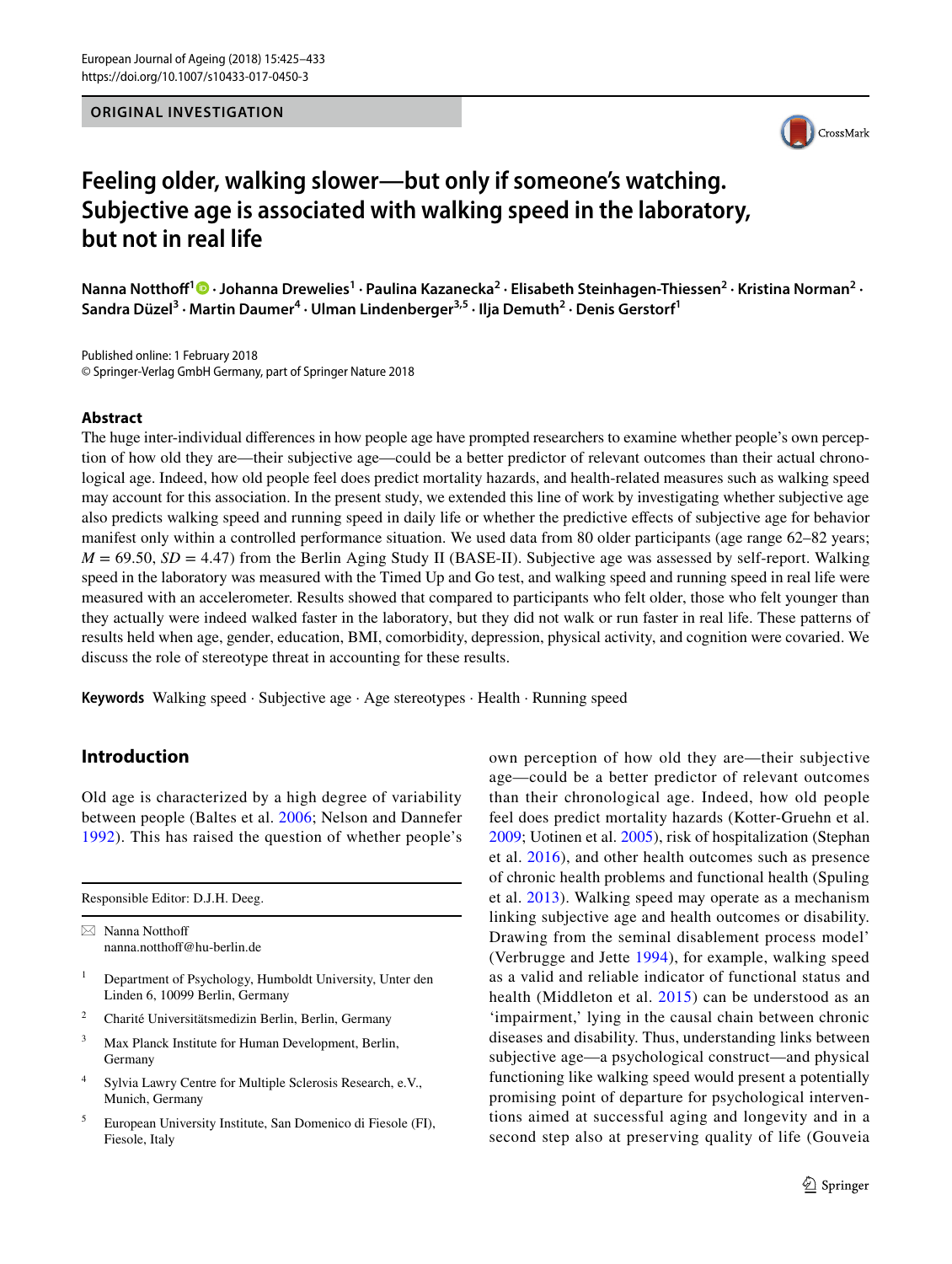ORIGINAL INVESTIGATION

# Feeling older, walking slower—but only if someone's watching. Subjective age is associated with walking speed in the laboratory, but not in real life

**Nanna Notthoff[1] · Johanna Drewelies[1] · Paulina Kazanecka[2] · Elisabeth Steinhagen-Thiessen[2] · Kristina Norman[2] · Sandra Düzel[3] · Martin Daumer[4] · Ulman Lindenberger[3,5] · Ilja Demuth[2] · Denis Gerstorf[1]**

Published online: 1 February 2018
© Springer-Verlag GmbH Germany, part of Springer Nature 2018

## Abstract

The huge inter-individual differences in how people age have prompted researchers to examine whether people's own perception of how old they are—their subjective age—could be a better predictor of relevant outcomes than their actual chronological age. Indeed, how old people feel does predict mortality hazards, and health-related measures such as walking speed may account for this association. In the present study, we extended this line of work by investigating whether subjective age also predicts walking speed and running speed in daily life or whether the predictive effects of subjective age for behavior manifest only within a controlled performance situation. We used data from 80 older participants (age range 62–82 years; $M = 69.50$, $SD = 4.47$) from the Berlin Aging Study II (BASE-II). Subjective age was assessed by self-report. Walking speed in the laboratory was measured with the Timed Up and Go test, and walking speed and running speed in real life were measured with an accelerometer. Results showed that compared to participants who felt older, those who felt younger than they actually were indeed walked faster in the laboratory, but they did not walk or run faster in real life. These patterns of results held when age, gender, education, BMI, comorbidity, depression, physical activity, and cognition were covaried. We discuss the role of stereotype threat in accounting for these results.

**Keywords** Walking speed · Subjective age · Age stereotypes · Health · Running speed

## Introduction

Old age is characterized by a high degree of variability between people (Baltes et al. 2006; Nelson and Dannefer 1992). This has raised the question of whether people's own perception of how old they are—their subjective age—could be a better predictor of relevant outcomes than their chronological age. Indeed, how old people feel does predict mortality hazards (Kotter-Gruehn et al. 2009; Uotinen et al. 2005), risk of hospitalization (Stephan et al. 2016), and other health outcomes such as presence of chronic health problems and functional health (Spuling et al. 2013). Walking speed may operate as a mechanism linking subjective age and health outcomes or disability. Drawing from the seminal disablement process model' (Verbrugge and Jette 1994), for example, walking speed as a valid and reliable indicator of functional status and health (Middleton et al. 2015) can be understood as an 'impairment,' lying in the causal chain between chronic diseases and disability. Thus, understanding links between subjective age—a psychological construct—and physical functioning like walking speed would present a potentially promising point of departure for psychological interventions aimed at successful aging and longevity and in a second step also at preserving quality of life (Gouveia

---

Responsible Editor: D.J.H. Deeg.

✉ Nanna Notthoff
nanna.notthoff@hu-berlin.de

[1] Department of Psychology, Humboldt University, Unter den Linden 6, 10099 Berlin, Germany

[2] Charité Universitätsmedizin Berlin, Berlin, Germany

[3] Max Planck Institute for Human Development, Berlin, Germany

[4] Sylvia Lawry Centre for Multiple Sclerosis Research, e.V., Munich, Germany

[5] European University Institute, San Domenico di Fiesole (FI), Fiesole, Italy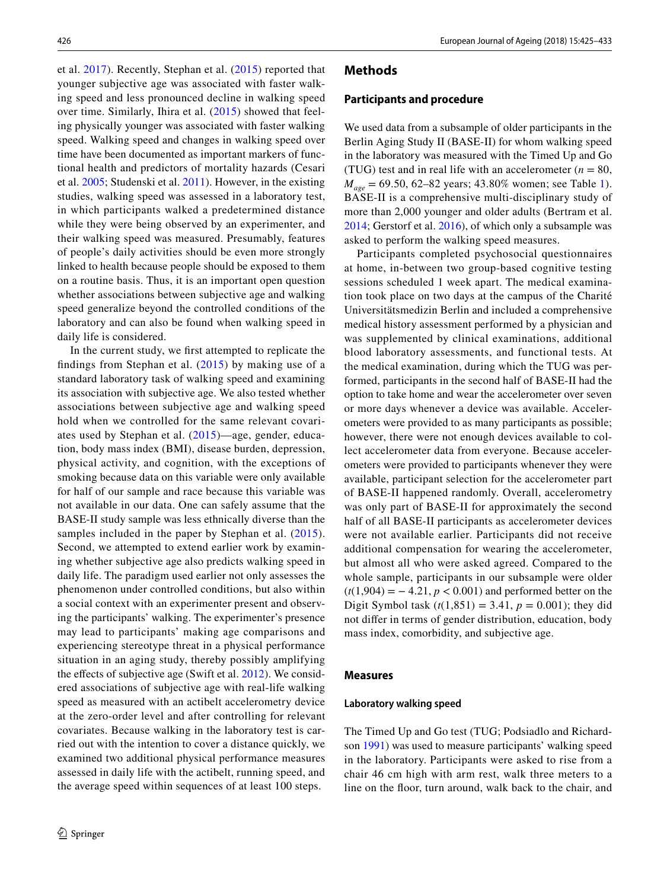et al. 2017). Recently, Stephan et al. (2015) reported that younger subjective age was associated with faster walking speed and less pronounced decline in walking speed over time. Similarly, Ihira et al. (2015) showed that feeling physically younger was associated with faster walking speed. Walking speed and changes in walking speed over time have been documented as important markers of functional health and predictors of mortality hazards (Cesari et al. 2005; Studenski et al. 2011). However, in the existing studies, walking speed was assessed in a laboratory test, in which participants walked a predetermined distance while they were being observed by an experimenter, and their walking speed was measured. Presumably, features of people's daily activities should be even more strongly linked to health because people should be exposed to them on a routine basis. Thus, it is an important open question whether associations between subjective age and walking speed generalize beyond the controlled conditions of the laboratory and can also be found when walking speed in daily life is considered.

In the current study, we first attempted to replicate the findings from Stephan et al. (2015) by making use of a standard laboratory task of walking speed and examining its association with subjective age. We also tested whether associations between subjective age and walking speed hold when we controlled for the same relevant covariates used by Stephan et al. (2015)—age, gender, education, body mass index (BMI), disease burden, depression, physical activity, and cognition, with the exceptions of smoking because data on this variable were only available for half of our sample and race because this variable was not available in our data. One can safely assume that the BASE-II study sample was less ethnically diverse than the samples included in the paper by Stephan et al. (2015). Second, we attempted to extend earlier work by examining whether subjective age also predicts walking speed in daily life. The paradigm used earlier not only assesses the phenomenon under controlled conditions, but also within a social context with an experimenter present and observing the participants' walking. The experimenter's presence may lead to participants' making age comparisons and experiencing stereotype threat in a physical performance situation in an aging study, thereby possibly amplifying the effects of subjective age (Swift et al. 2012). We considered associations of subjective age with real-life walking speed as measured with an actibelt accelerometry device at the zero-order level and after controlling for relevant covariates. Because walking in the laboratory test is carried out with the intention to cover a distance quickly, we examined two additional physical performance measures assessed in daily life with the actibelt, running speed, and the average speed within sequences of at least 100 steps.

## Methods

### Participants and procedure

We used data from a subsample of older participants in the Berlin Aging Study II (BASE-II) for whom walking speed in the laboratory was measured with the Timed Up and Go (TUG) test and in real life with an accelerometer ($n = 80$, $M_{age} = 69.50$, 62–82 years; 43.80% women; see Table 1). BASE-II is a comprehensive multi-disciplinary study of more than 2,000 younger and older adults (Bertram et al. 2014; Gerstorf et al. 2016), of which only a subsample was asked to perform the walking speed measures.

Participants completed psychosocial questionnaires at home, in-between two group-based cognitive testing sessions scheduled 1 week apart. The medical examination took place on two days at the campus of the Charité Universitätsmedizin Berlin and included a comprehensive medical history assessment performed by a physician and was supplemented by clinical examinations, additional blood laboratory assessments, and functional tests. At the medical examination, during which the TUG was performed, participants in the second half of BASE-II had the option to take home and wear the accelerometer over seven or more days whenever a device was available. Accelerometers were provided to as many participants as possible; however, there were not enough devices available to collect accelerometer data from everyone. Because accelerometers were provided to participants whenever they were available, participant selection for the accelerometer part of BASE-II happened randomly. Overall, accelerometry was only part of BASE-II for approximately the second half of all BASE-II participants as accelerometer devices were not available earlier. Participants did not receive additional compensation for wearing the accelerometer, but almost all who were asked agreed. Compared to the whole sample, participants in our subsample were older ($t(1{,}904) = -4.21$, $p < 0.001$) and performed better on the Digit Symbol task ($t(1{,}851) = 3.41$, $p = 0.001$); they did not differ in terms of gender distribution, education, body mass index, comorbidity, and subjective age.

### Measures

#### Laboratory walking speed

The Timed Up and Go test (TUG; Podsiadlo and Richardson 1991) was used to measure participants' walking speed in the laboratory. Participants were asked to rise from a chair 46 cm high with arm rest, walk three meters to a line on the floor, turn around, walk back to the chair, and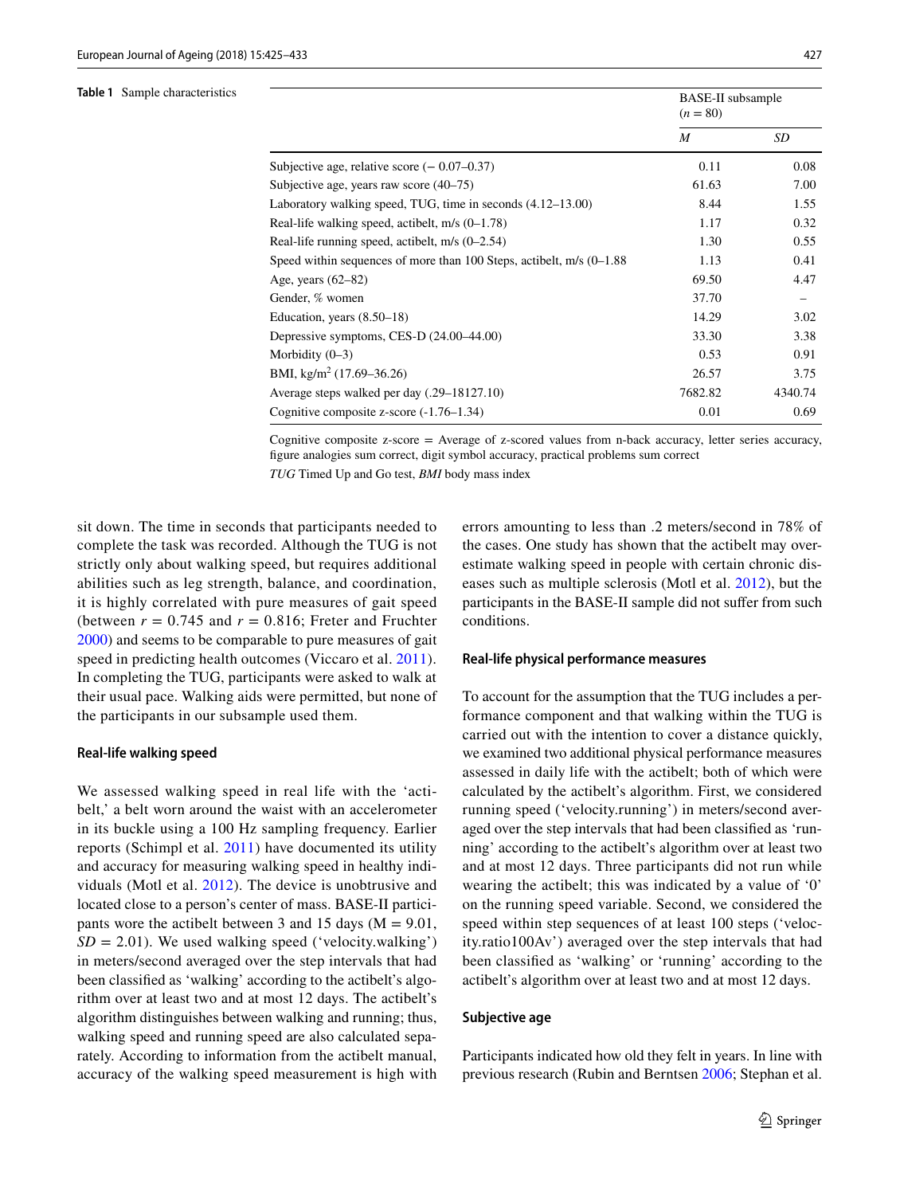**Table 1** Sample characteristics

| | BASE-II subsample ($n$ = 80) | |
|---|---|---|
| | *M* | *SD* |
| Subjective age, relative score (− 0.07–0.37) | 0.11 | 0.08 |
| Subjective age, years raw score (40–75) | 61.63 | 7.00 |
| Laboratory walking speed, TUG, time in seconds (4.12–13.00) | 8.44 | 1.55 |
| Real-life walking speed, actibelt, m/s (0–1.78) | 1.17 | 0.32 |
| Real-life running speed, actibelt, m/s (0–2.54) | 1.30 | 0.55 |
| Speed within sequences of more than 100 Steps, actibelt, m/s (0–1.88 | 1.13 | 0.41 |
| Age, years (62–82) | 69.50 | 4.47 |
| Gender, % women | 37.70 | – |
| Education, years (8.50–18) | 14.29 | 3.02 |
| Depressive symptoms, CES-D (24.00–44.00) | 33.30 | 3.38 |
| Morbidity (0–3) | 0.53 | 0.91 |
| BMI, kg/m$^2$ (17.69–36.26) | 26.57 | 3.75 |
| Average steps walked per day (.29–18127.10) | 7682.82 | 4340.74 |
| Cognitive composite z-score (-1.76–1.34) | 0.01 | 0.69 |

Cognitive composite z-score = Average of z-scored values from n-back accuracy, letter series accuracy, figure analogies sum correct, digit symbol accuracy, practical problems sum correct

*TUG* Timed Up and Go test, *BMI* body mass index

sit down. The time in seconds that participants needed to complete the task was recorded. Although the TUG is not strictly only about walking speed, but requires additional abilities such as leg strength, balance, and coordination, it is highly correlated with pure measures of gait speed (between $r = 0.745$ and $r = 0.816$; Freter and Fruchter 2000) and seems to be comparable to pure measures of gait speed in predicting health outcomes (Viccaro et al. 2011). In completing the TUG, participants were asked to walk at their usual pace. Walking aids were permitted, but none of the participants in our subsample used them.

### Real-life walking speed

We assessed walking speed in real life with the 'actibelt,' a belt worn around the waist with an accelerometer in its buckle using a 100 Hz sampling frequency. Earlier reports (Schimpl et al. 2011) have documented its utility and accuracy for measuring walking speed in healthy individuals (Motl et al. 2012). The device is unobtrusive and located close to a person's center of mass. BASE-II participants wore the actibelt between 3 and 15 days (M = 9.01, *SD* = 2.01). We used walking speed ('velocity.walking') in meters/second averaged over the step intervals that had been classified as 'walking' according to the actibelt's algorithm over at least two and at most 12 days. The actibelt's algorithm distinguishes between walking and running; thus, walking speed and running speed are also calculated separately. According to information from the actibelt manual, accuracy of the walking speed measurement is high with errors amounting to less than .2 meters/second in 78% of the cases. One study has shown that the actibelt may overestimate walking speed in people with certain chronic diseases such as multiple sclerosis (Motl et al. 2012), but the participants in the BASE-II sample did not suffer from such conditions.

### Real-life physical performance measures

To account for the assumption that the TUG includes a performance component and that walking within the TUG is carried out with the intention to cover a distance quickly, we examined two additional physical performance measures assessed in daily life with the actibelt; both of which were calculated by the actibelt's algorithm. First, we considered running speed ('velocity.running') in meters/second averaged over the step intervals that had been classified as 'running' according to the actibelt's algorithm over at least two and at most 12 days. Three participants did not run while wearing the actibelt; this was indicated by a value of '0' on the running speed variable. Second, we considered the speed within step sequences of at least 100 steps ('velocity.ratio100Av') averaged over the step intervals that had been classified as 'walking' or 'running' according to the actibelt's algorithm over at least two and at most 12 days.

### Subjective age

Participants indicated how old they felt in years. In line with previous research (Rubin and Berntsen 2006; Stephan et al.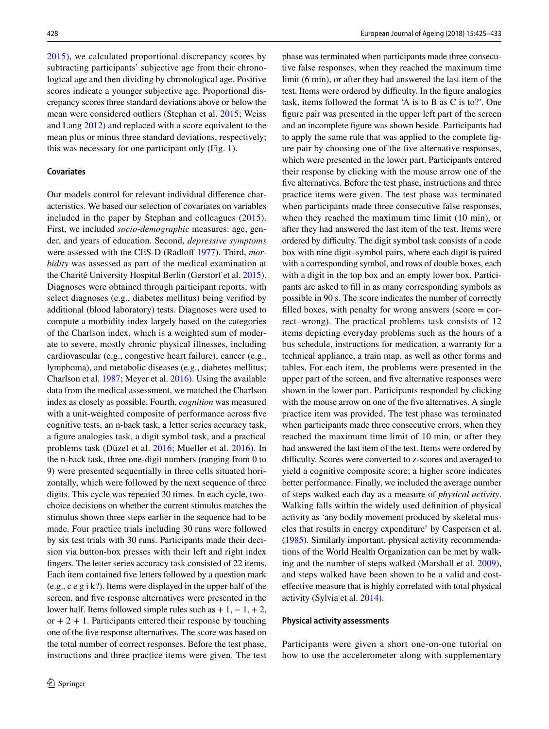2015), we calculated proportional discrepancy scores by subtracting participants' subjective age from their chronological age and then dividing by chronological age. Positive scores indicate a younger subjective age. Proportional discrepancy scores three standard deviations above or below the mean were considered outliers (Stephan et al. 2015; Weiss and Lang 2012) and replaced with a score equivalent to the mean plus or minus three standard deviations, respectively; this was necessary for one participant only (Fig. 1).

### Covariates

Our models control for relevant individual difference characteristics. We based our selection of covariates on variables included in the paper by Stephan and colleagues (2015). First, we included *socio-demographic* measures: age, gender, and years of education. Second, *depressive symptoms* were assessed with the CES-D (Radloff 1977). Third, *morbidity* was assessed as part of the medical examination at the Charité University Hospital Berlin (Gerstorf et al. 2015). Diagnoses were obtained through participant reports, with select diagnoses (e.g., diabetes mellitus) being verified by additional (blood laboratory) tests. Diagnoses were used to compute a morbidity index largely based on the categories of the Charlson index, which is a weighted sum of moderate to severe, mostly chronic physical illnesses, including cardiovascular (e.g., congestive heart failure), cancer (e.g., lymphoma), and metabolic diseases (e.g., diabetes mellitus; Charlson et al. 1987; Meyer et al. 2016). Using the available data from the medical assessment, we matched the Charlson index as closely as possible. Fourth, *cognition* was measured with a unit-weighted composite of performance across five cognitive tests, an n-back task, a letter series accuracy task, a figure analogies task, a digit symbol task, and a practical problems task (Düzel et al. 2016; Mueller et al. 2016). In the n-back task, three one-digit numbers (ranging from 0 to 9) were presented sequentially in three cells situated horizontally, which were followed by the next sequence of three digits. This cycle was repeated 30 times. In each cycle, two-choice decisions on whether the current stimulus matches the stimulus shown three steps earlier in the sequence had to be made. Four practice trials including 30 runs were followed by six test trials with 30 runs. Participants made their decision via button-box presses with their left and right index fingers. The letter series accuracy task consisted of 22 items. Each item contained five letters followed by a question mark (e.g., c e g i k?). Items were displayed in the upper half of the screen, and five response alternatives were presented in the lower half. Items followed simple rules such as + 1, − 1, + 2, or + 2 + 1. Participants entered their response by touching one of the five response alternatives. The score was based on the total number of correct responses. Before the test phase, instructions and three practice items were given. The test phase was terminated when participants made three consecutive false responses, when they reached the maximum time limit (6 min), or after they had answered the last item of the test. Items were ordered by difficulty. In the figure analogies task, items followed the format 'A is to B as C is to?'. One figure pair was presented in the upper left part of the screen and an incomplete figure was shown beside. Participants had to apply the same rule that was applied to the complete figure pair by choosing one of the five alternative responses, which were presented in the lower part. Participants entered their response by clicking with the mouse arrow one of the five alternatives. Before the test phase, instructions and three practice items were given. The test phase was terminated when participants made three consecutive false responses, when they reached the maximum time limit (10 min), or after they had answered the last item of the test. Items were ordered by difficulty. The digit symbol task consists of a code box with nine digit–symbol pairs, where each digit is paired with a corresponding symbol, and rows of double boxes, each with a digit in the top box and an empty lower box. Participants are asked to fill in as many corresponding symbols as possible in 90 s. The score indicates the number of correctly filled boxes, with penalty for wrong answers (score = correct–wrong). The practical problems task consists of 12 items depicting everyday problems such as the hours of a bus schedule, instructions for medication, a warranty for a technical appliance, a train map, as well as other forms and tables. For each item, the problems were presented in the upper part of the screen, and five alternative responses were shown in the lower part. Participants responded by clicking with the mouse arrow on one of the five alternatives. A single practice item was provided. The test phase was terminated when participants made three consecutive errors, when they reached the maximum time limit of 10 min, or after they had answered the last item of the test. Items were ordered by difficulty. Scores were converted to z-scores and averaged to yield a cognitive composite score; a higher score indicates better performance. Finally, we included the average number of steps walked each day as a measure of *physical activity*. Walking falls within the widely used definition of physical activity as 'any bodily movement produced by skeletal muscles that results in energy expenditure' by Caspersen et al. (1985). Similarly important, physical activity recommendations of the World Health Organization can be met by walking and the number of steps walked (Marshall et al. 2009), and steps walked have been shown to be a valid and cost-effective measure that is highly correlated with total physical activity (Sylvia et al. 2014).

### Physical activity assessments

Participants were given a short one-on-one tutorial on how to use the accelerometer along with supplementary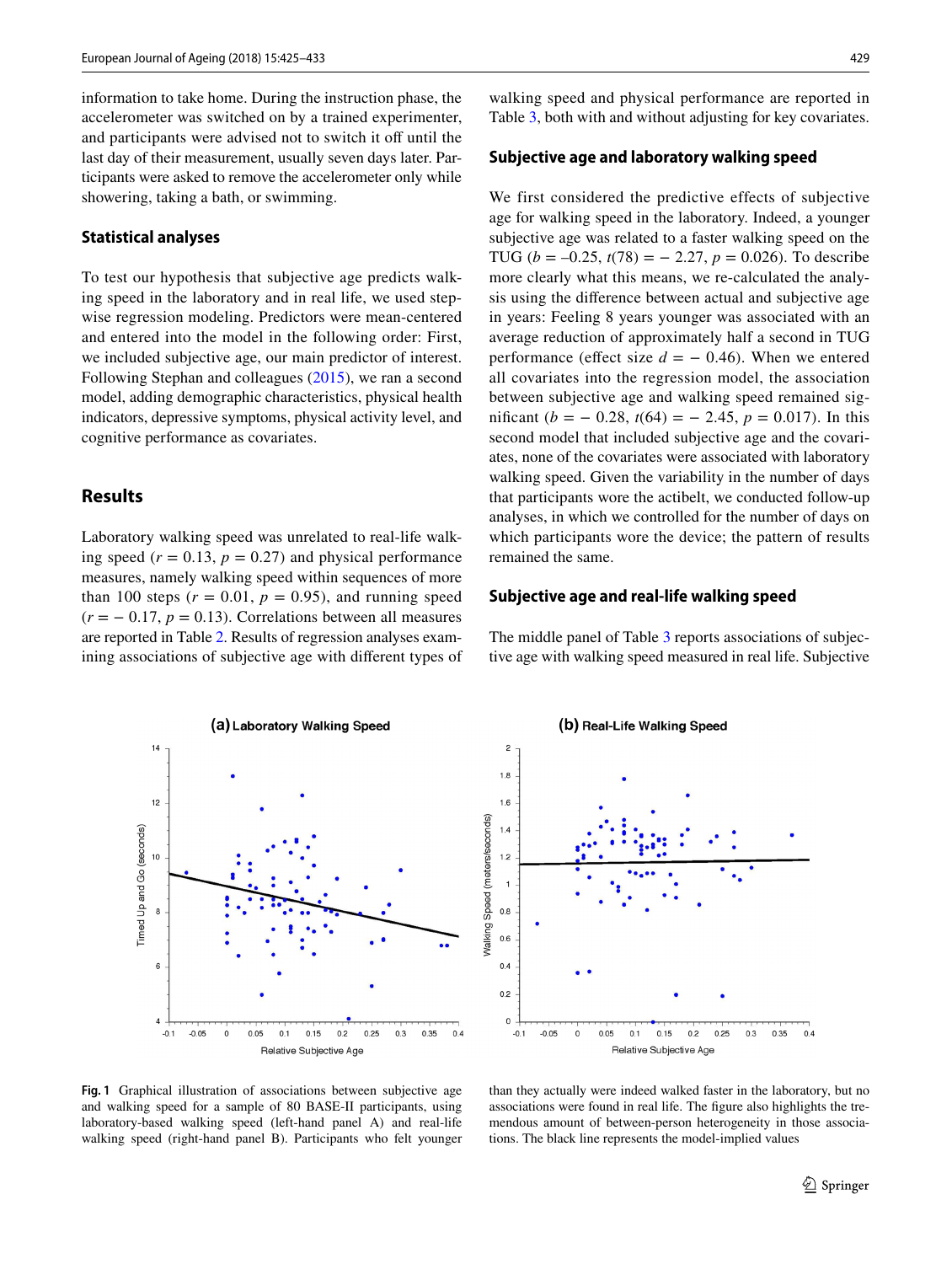information to take home. During the instruction phase, the accelerometer was switched on by a trained experimenter, and participants were advised not to switch it off until the last day of their measurement, usually seven days later. Participants were asked to remove the accelerometer only while showering, taking a bath, or swimming.

### Statistical analyses

To test our hypothesis that subjective age predicts walking speed in the laboratory and in real life, we used stepwise regression modeling. Predictors were mean-centered and entered into the model in the following order: First, we included subjective age, our main predictor of interest. Following Stephan and colleagues (2015), we ran a second model, adding demographic characteristics, physical health indicators, depressive symptoms, physical activity level, and cognitive performance as covariates.

## Results

Laboratory walking speed was unrelated to real-life walking speed ($r = 0.13$, $p = 0.27$) and physical performance measures, namely walking speed within sequences of more than 100 steps ($r = 0.01$, $p = 0.95$), and running speed ($r = -0.17$, $p = 0.13$). Correlations between all measures are reported in Table 2. Results of regression analyses examining associations of subjective age with different types of walking speed and physical performance are reported in Table 3, both with and without adjusting for key covariates.

### Subjective age and laboratory walking speed

We first considered the predictive effects of subjective age for walking speed in the laboratory. Indeed, a younger subjective age was related to a faster walking speed on the TUG ($b = -0.25$, $t(78) = -2.27$, $p = 0.026$). To describe more clearly what this means, we re-calculated the analysis using the difference between actual and subjective age in years: Feeling 8 years younger was associated with an average reduction of approximately half a second in TUG performance (effect size $d = -0.46$). When we entered all covariates into the regression model, the association between subjective age and walking speed remained significant ($b = -0.28$, $t(64) = -2.45$, $p = 0.017$). In this second model that included subjective age and the covariates, none of the covariates were associated with laboratory walking speed. Given the variability in the number of days that participants wore the actibelt, we conducted follow-up analyses, in which we controlled for the number of days on which participants wore the device; the pattern of results remained the same.

### Subjective age and real-life walking speed

The middle panel of Table 3 reports associations of subjective age with walking speed measured in real life. Subjective

**Fig. 1** Graphical illustration of associations between subjective age and walking speed for a sample of 80 BASE-II participants, using laboratory-based walking speed (left-hand panel A) and real-life walking speed (right-hand panel B). Participants who felt younger than they actually were indeed walked faster in the laboratory, but no associations were found in real life. The figure also highlights the tremendous amount of between-person heterogeneity in those associations. The black line represents the model-implied values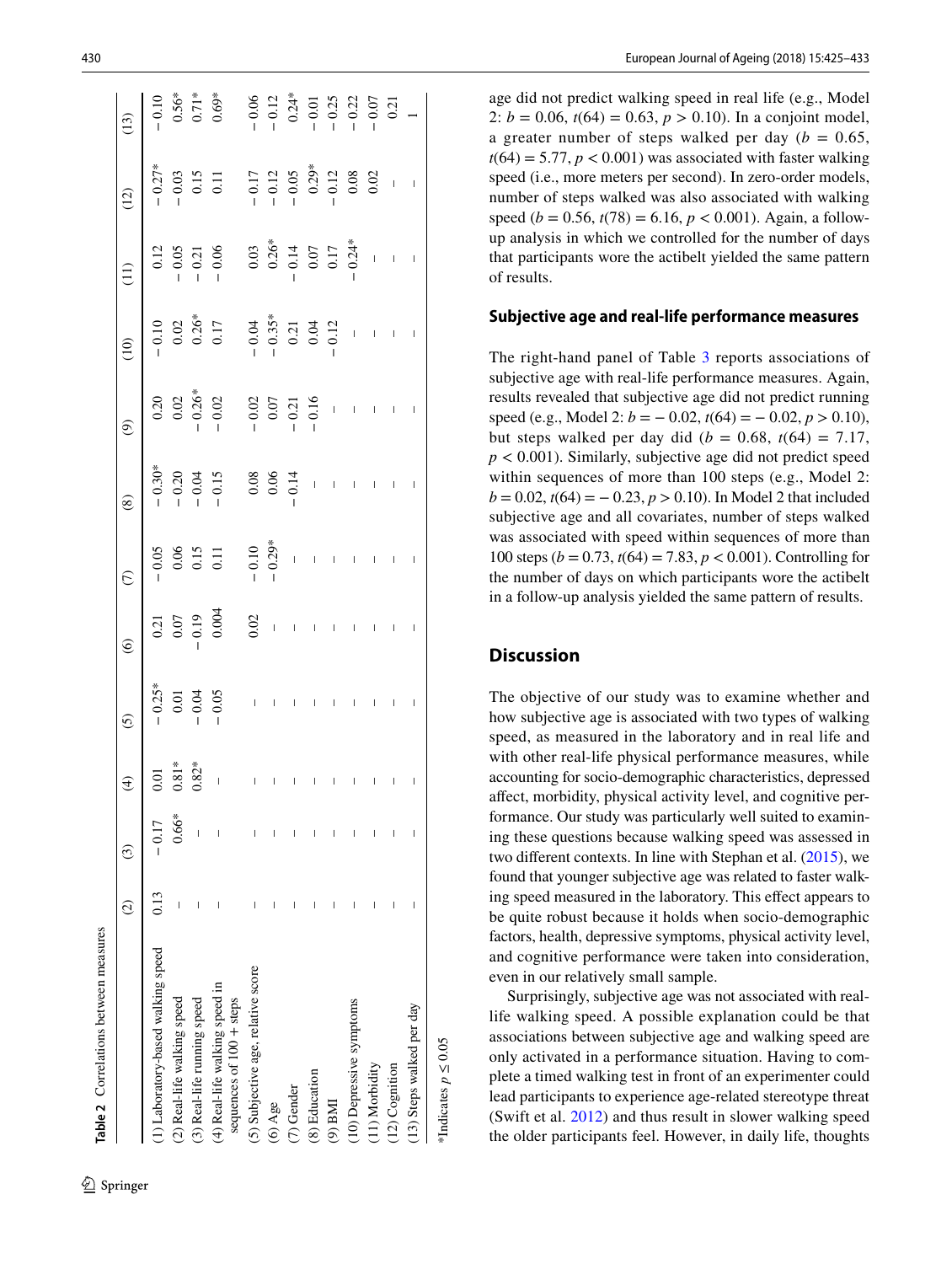**Table 2** Correlations between measures

| | (2) | (3) | (4) | (5) | (6) | (7) | (8) | (9) | (10) | (11) | (12) | (13) |
|---|---|---|---|---|---|---|---|---|---|---|---|---|
| (1) Laboratory-based walking speed | 0.13 | − 0.17 | 0.01 | − 0.25* | 0.21 | − 0.05 | − 0.30* | 0.20 | − 0.10 | 0.12 | − 0.27* | − 0.10 |
| (2) Real-life walking speed | – | 0.66* | 0.81* | 0.01 | 0.07 | 0.06 | − 0.20 | 0.02 | 0.02 | − 0.05 | − 0.03 | 0.56* |
| (3) Real-life running speed | – | – | 0.82* | − 0.04 | − 0.19 | 0.15 | − 0.04 | − 0.26* | 0.26* | − 0.21 | 0.15 | 0.71* |
| (4) Real-life walking speed in sequences of 100 + steps | – | – | – | − 0.05 | 0.004 | 0.11 | − 0.15 | − 0.02 | 0.17 | − 0.06 | 0.11 | 0.69* |
| (5) Subjective age, relative score | – | – | – | – | 0.02 | − 0.10 | 0.08 | − 0.02 | − 0.04 | 0.03 | − 0.17 | − 0.06 |
| (6) Age | – | – | – | – | – | − 0.29* | 0.06 | 0.07 | − 0.35* | 0.26* | − 0.12 | − 0.12 |
| (7) Gender | – | – | – | – | – | – | − 0.14 | − 0.21 | 0.21 | − 0.14 | − 0.05 | 0.24* |
| (8) Education | – | – | – | – | – | – | – | − 0.16 | 0.04 | 0.07 | 0.29* | − 0.01 |
| (9) BMI | – | – | – | – | – | – | – | – | − 0.12 | 0.17 | − 0.12 | − 0.25 |
| (10) Depressive symptoms | – | – | – | – | – | – | – | – | – | − 0.24* | 0.08 | − 0.22 |
| (11) Morbidity | – | – | – | – | – | – | – | – | – | – | 0.02 | − 0.07 |
| (12) Cognition | – | – | – | – | – | – | – | – | – | – | – | 0.21 |
| (13) Steps walked per day | – | – | – | – | – | – | – | – | – | – | – | 1 |

*Indicates $p \leq 0.05$

age did not predict walking speed in real life (e.g., Model 2: $b = 0.06$, $t(64) = 0.63$, $p > 0.10$). In a conjoint model, a greater number of steps walked per day ($b = 0.65$, $t(64) = 5.77$, $p < 0.001$) was associated with faster walking speed (i.e., more meters per second). In zero-order models, number of steps walked was also associated with walking speed ($b = 0.56$, $t(78) = 6.16$, $p < 0.001$). Again, a follow-up analysis in which we controlled for the number of days that participants wore the actibelt yielded the same pattern of results.

### Subjective age and real-life performance measures

The right-hand panel of Table 3 reports associations of subjective age with real-life performance measures. Again, results revealed that subjective age did not predict running speed (e.g., Model 2: $b = -0.02$, $t(64) = -0.02$, $p > 0.10$), but steps walked per day did ($b = 0.68$, $t(64) = 7.17$, $p < 0.001$). Similarly, subjective age did not predict speed within sequences of more than 100 steps (e.g., Model 2: $b = 0.02$, $t(64) = -0.23$, $p > 0.10$). In Model 2 that included subjective age and all covariates, number of steps walked was associated with speed within sequences of more than 100 steps ($b = 0.73$, $t(64) = 7.83$, $p < 0.001$). Controlling for the number of days on which participants wore the actibelt in a follow-up analysis yielded the same pattern of results.

## Discussion

The objective of our study was to examine whether and how subjective age is associated with two types of walking speed, as measured in the laboratory and in real life and with other real-life physical performance measures, while accounting for socio-demographic characteristics, depressed affect, morbidity, physical activity level, and cognitive performance. Our study was particularly well suited to examining these questions because walking speed was assessed in two different contexts. In line with Stephan et al. (2015), we found that younger subjective age was related to faster walking speed measured in the laboratory. This effect appears to be quite robust because it holds when socio-demographic factors, health, depressive symptoms, physical activity level, and cognitive performance were taken into consideration, even in our relatively small sample.

Surprisingly, subjective age was not associated with real-life walking speed. A possible explanation could be that associations between subjective age and walking speed are only activated in a performance situation. Having to complete a timed walking test in front of an experimenter could lead participants to experience age-related stereotype threat (Swift et al. 2012) and thus result in slower walking speed the older participants feel. However, in daily life, thoughts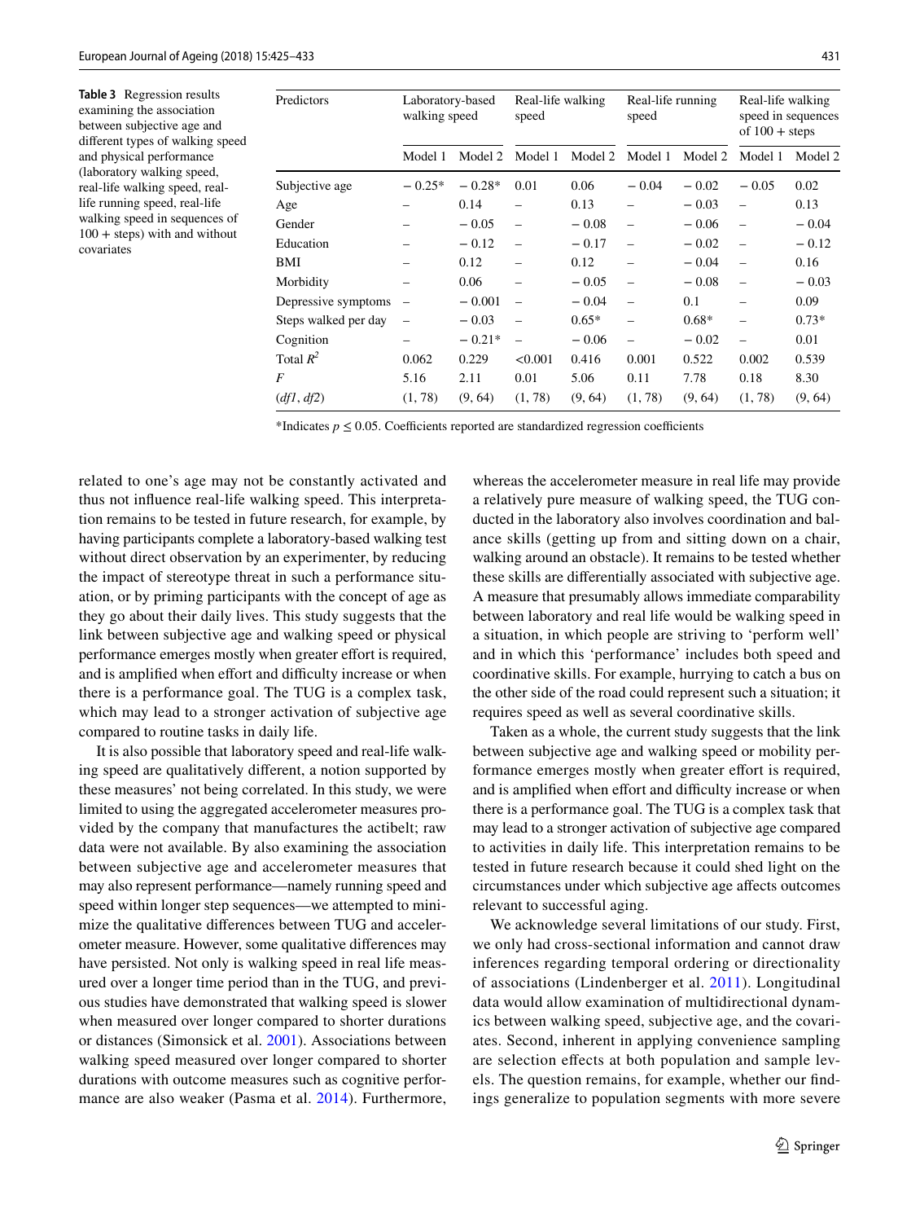**Table 3** Regression results examining the association between subjective age and different types of walking speed and physical performance (laboratory walking speed, real-life walking speed, real-life running speed, real-life walking speed in sequences of 100 + steps) with and without covariates

| Predictors | Laboratory-based walking speed | | Real-life walking speed | | Real-life running speed | | Real-life walking speed in sequences of 100 + steps | |
|---|---|---|---|---|---|---|---|---|
| | Model 1 | Model 2 | Model 1 | Model 2 | Model 1 | Model 2 | Model 1 | Model 2 |
| Subjective age | − 0.25* | − 0.28* | 0.01 | 0.06 | − 0.04 | − 0.02 | − 0.05 | 0.02 |
| Age | – | 0.14 | – | 0.13 | – | − 0.03 | – | 0.13 |
| Gender | – | − 0.05 | – | − 0.08 | – | − 0.06 | – | − 0.04 |
| Education | – | − 0.12 | – | − 0.17 | – | − 0.02 | – | − 0.12 |
| BMI | – | 0.12 | – | 0.12 | – | − 0.04 | – | 0.16 |
| Morbidity | – | 0.06 | – | − 0.05 | – | − 0.08 | – | − 0.03 |
| Depressive symptoms | – | − 0.001 | – | − 0.04 | – | 0.1 | – | 0.09 |
| Steps walked per day | – | − 0.03 | – | 0.65* | – | 0.68* | – | 0.73* |
| Cognition | – | − 0.21* | – | − 0.06 | – | − 0.02 | – | 0.01 |
| Total $R^2$ | 0.062 | 0.229 | <0.001 | 0.416 | 0.001 | 0.522 | 0.002 | 0.539 |
| $F$ | 5.16 | 2.11 | 0.01 | 5.06 | 0.11 | 7.78 | 0.18 | 8.30 |
| ($df1$, $df2$) | (1, 78) | (9, 64) | (1, 78) | (9, 64) | (1, 78) | (9, 64) | (1, 78) | (9, 64) |

*Indicates $p \leq 0.05$. Coefficients reported are standardized regression coefficients

related to one's age may not be constantly activated and thus not influence real-life walking speed. This interpretation remains to be tested in future research, for example, by having participants complete a laboratory-based walking test without direct observation by an experimenter, by reducing the impact of stereotype threat in such a performance situation, or by priming participants with the concept of age as they go about their daily lives. This study suggests that the link between subjective age and walking speed or physical performance emerges mostly when greater effort is required, and is amplified when effort and difficulty increase or when there is a performance goal. The TUG is a complex task, which may lead to a stronger activation of subjective age compared to routine tasks in daily life.

It is also possible that laboratory speed and real-life walking speed are qualitatively different, a notion supported by these measures' not being correlated. In this study, we were limited to using the aggregated accelerometer measures provided by the company that manufactures the actibelt; raw data were not available. By also examining the association between subjective age and accelerometer measures that may also represent performance—namely running speed and speed within longer step sequences—we attempted to minimize the qualitative differences between TUG and accelerometer measure. However, some qualitative differences may have persisted. Not only is walking speed in real life measured over a longer time period than in the TUG, and previous studies have demonstrated that walking speed is slower when measured over longer compared to shorter durations or distances (Simonsick et al. 2001). Associations between walking speed measured over longer compared to shorter durations with outcome measures such as cognitive performance are also weaker (Pasma et al. 2014). Furthermore, whereas the accelerometer measure in real life may provide a relatively pure measure of walking speed, the TUG conducted in the laboratory also involves coordination and balance skills (getting up from and sitting down on a chair, walking around an obstacle). It remains to be tested whether these skills are differentially associated with subjective age. A measure that presumably allows immediate comparability between laboratory and real life would be walking speed in a situation, in which people are striving to 'perform well' and in which this 'performance' includes both speed and coordinative skills. For example, hurrying to catch a bus on the other side of the road could represent such a situation; it requires speed as well as several coordinative skills.

Taken as a whole, the current study suggests that the link between subjective age and walking speed or mobility performance emerges mostly when greater effort is required, and is amplified when effort and difficulty increase or when there is a performance goal. The TUG is a complex task that may lead to a stronger activation of subjective age compared to activities in daily life. This interpretation remains to be tested in future research because it could shed light on the circumstances under which subjective age affects outcomes relevant to successful aging.

We acknowledge several limitations of our study. First, we only had cross-sectional information and cannot draw inferences regarding temporal ordering or directionality of associations (Lindenberger et al. 2011). Longitudinal data would allow examination of multidirectional dynamics between walking speed, subjective age, and the covariates. Second, inherent in applying convenience sampling are selection effects at both population and sample levels. The question remains, for example, whether our findings generalize to population segments with more severe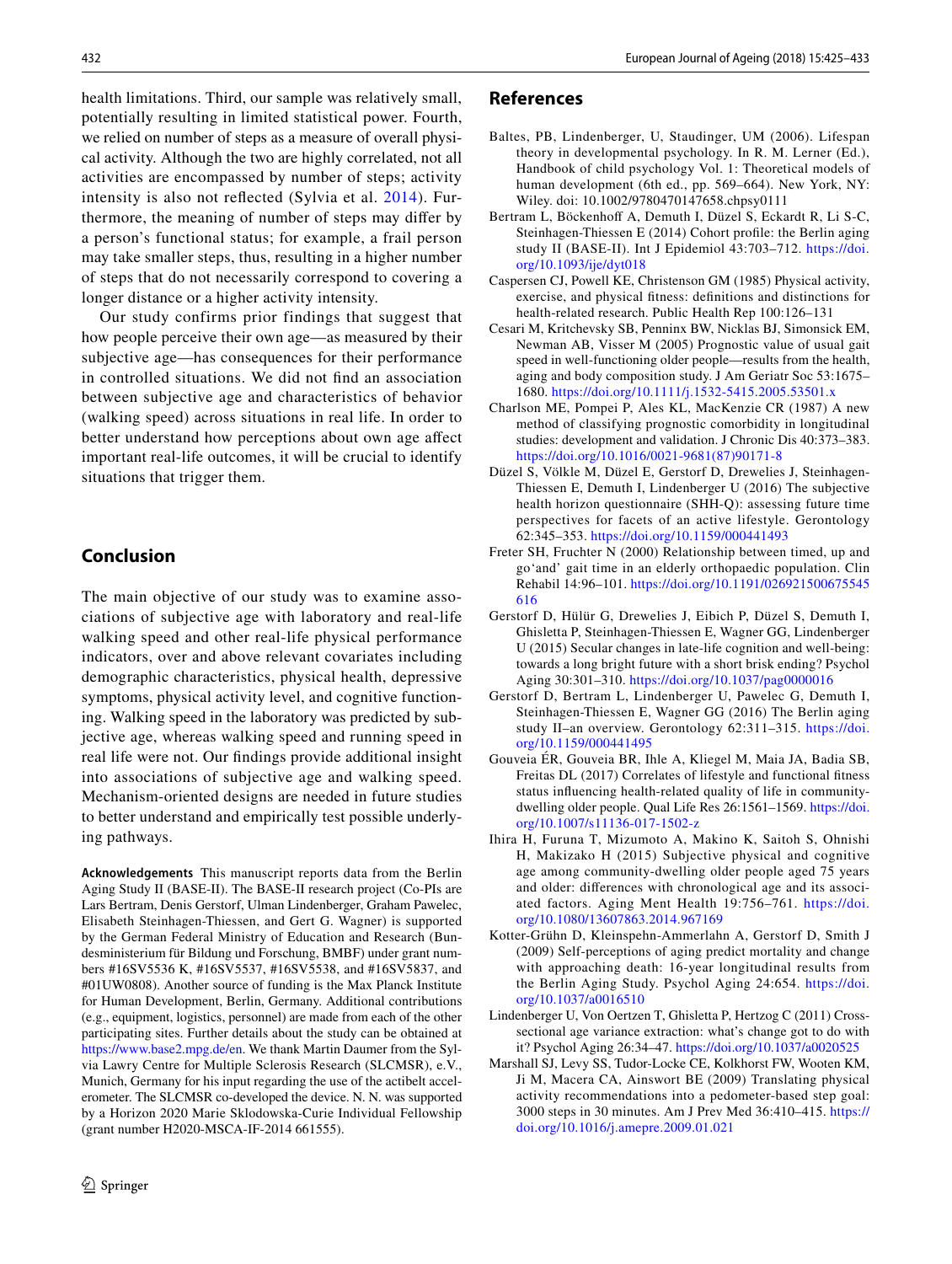health limitations. Third, our sample was relatively small, potentially resulting in limited statistical power. Fourth, we relied on number of steps as a measure of overall physical activity. Although the two are highly correlated, not all activities are encompassed by number of steps; activity intensity is also not reflected (Sylvia et al. 2014). Furthermore, the meaning of number of steps may differ by a person's functional status; for example, a frail person may take smaller steps, thus, resulting in a higher number of steps that do not necessarily correspond to covering a longer distance or a higher activity intensity.

Our study confirms prior findings that suggest that how people perceive their own age—as measured by their subjective age—has consequences for their performance in controlled situations. We did not find an association between subjective age and characteristics of behavior (walking speed) across situations in real life. In order to better understand how perceptions about own age affect important real-life outcomes, it will be crucial to identify situations that trigger them.

## Conclusion

The main objective of our study was to examine associations of subjective age with laboratory and real-life walking speed and other real-life physical performance indicators, over and above relevant covariates including demographic characteristics, physical health, depressive symptoms, physical activity level, and cognitive functioning. Walking speed in the laboratory was predicted by subjective age, whereas walking speed and running speed in real life were not. Our findings provide additional insight into associations of subjective age and walking speed. Mechanism-oriented designs are needed in future studies to better understand and empirically test possible underlying pathways.

**Acknowledgements** This manuscript reports data from the Berlin Aging Study II (BASE-II). The BASE-II research project (Co-PIs are Lars Bertram, Denis Gerstorf, Ulman Lindenberger, Graham Pawelec, Elisabeth Steinhagen-Thiessen, and Gert G. Wagner) is supported by the German Federal Ministry of Education and Research (Bundesministerium für Bildung und Forschung, BMBF) under grant numbers #16SV5536 K, #16SV5537, #16SV5538, and #16SV5837, and #01UW0808). Another source of funding is the Max Planck Institute for Human Development, Berlin, Germany. Additional contributions (e.g., equipment, logistics, personnel) are made from each of the other participating sites. Further details about the study can be obtained at https://www.base2.mpg.de/en. We thank Martin Daumer from the Sylvia Lawry Centre for Multiple Sclerosis Research (SLCMSR), e.V., Munich, Germany for his input regarding the use of the actibelt accelerometer. The SLCMSR co-developed the device. N. N. was supported by a Horizon 2020 Marie Sklodowska-Curie Individual Fellowship (grant number H2020-MSCA-IF-2014 661555).

## References

Baltes, PB, Lindenberger, U, Staudinger, UM (2006). Lifespan theory in developmental psychology. In R. M. Lerner (Ed.), Handbook of child psychology Vol. 1: Theoretical models of human development (6th ed., pp. 569–664). New York, NY: Wiley. doi: 10.1002/9780470147658.chpsy0111

Bertram L, Böckenhoff A, Demuth I, Düzel S, Eckardt R, Li S-C, Steinhagen-Thiessen E (2014) Cohort profile: the Berlin aging study II (BASE-II). Int J Epidemiol 43:703–712. https://doi.org/10.1093/ije/dyt018

Caspersen CJ, Powell KE, Christenson GM (1985) Physical activity, exercise, and physical fitness: definitions and distinctions for health-related research. Public Health Rep 100:126–131

Cesari M, Kritchevsky SB, Penninx BW, Nicklas BJ, Simonsick EM, Newman AB, Visser M (2005) Prognostic value of usual gait speed in well-functioning older people—results from the health, aging and body composition study. J Am Geriatr Soc 53:1675–1680. https://doi.org/10.1111/j.1532-5415.2005.53501.x

Charlson ME, Pompei P, Ales KL, MacKenzie CR (1987) A new method of classifying prognostic comorbidity in longitudinal studies: development and validation. J Chronic Dis 40:373–383. https://doi.org/10.1016/0021-9681(87)90171-8

Düzel S, Völkle M, Düzel E, Gerstorf D, Drewelies J, Steinhagen-Thiessen E, Demuth I, Lindenberger U (2016) The subjective health horizon questionnaire (SHH-Q): assessing future time perspectives for facets of an active lifestyle. Gerontology 62:345–353. https://doi.org/10.1159/000441493

Freter SH, Fruchter N (2000) Relationship between timed, up and go'and' gait time in an elderly orthopaedic population. Clin Rehabil 14:96–101. https://doi.org/10.1191/026921500675545616

Gerstorf D, Hülür G, Drewelies J, Eibich P, Düzel S, Demuth I, Ghisletta P, Steinhagen-Thiessen E, Wagner GG, Lindenberger U (2015) Secular changes in late-life cognition and well-being: towards a long bright future with a short brisk ending? Psychol Aging 30:301–310. https://doi.org/10.1037/pag0000016

Gerstorf D, Bertram L, Lindenberger U, Pawelec G, Demuth I, Steinhagen-Thiessen E, Wagner GG (2016) The Berlin aging study II–an overview. Gerontology 62:311–315. https://doi.org/10.1159/000441495

Gouveia ÉR, Gouveia BR, Ihle A, Kliegel M, Maia JA, Badia SB, Freitas DL (2017) Correlates of lifestyle and functional fitness status influencing health-related quality of life in community-dwelling older people. Qual Life Res 26:1561–1569. https://doi.org/10.1007/s11136-017-1502-z

Ihira H, Furuna T, Mizumoto A, Makino K, Saitoh S, Ohnishi H, Makizako H (2015) Subjective physical and cognitive age among community-dwelling older people aged 75 years and older: differences with chronological age and its associated factors. Aging Ment Health 19:756–761. https://doi.org/10.1080/13607863.2014.967169

Kotter-Grühn D, Kleinspehn-Ammerlahn A, Gerstorf D, Smith J (2009) Self-perceptions of aging predict mortality and change with approaching death: 16-year longitudinal results from the Berlin Aging Study. Psychol Aging 24:654. https://doi.org/10.1037/a0016510

Lindenberger U, Von Oertzen T, Ghisletta P, Hertzog C (2011) Cross-sectional age variance extraction: what's change got to do with it? Psychol Aging 26:34–47. https://doi.org/10.1037/a0020525

Marshall SJ, Levy SS, Tudor-Locke CE, Kolkhorst FW, Wooten KM, Ji M, Macera CA, Ainsworth BE (2009) Translating physical activity recommendations into a pedometer-based step goal: 3000 steps in 30 minutes. Am J Prev Med 36:410–415. https://doi.org/10.1016/j.amepre.2009.01.021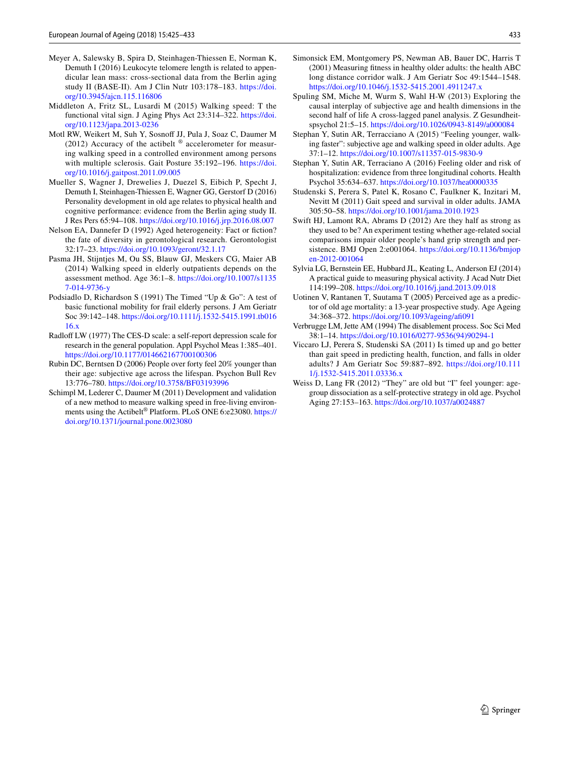Meyer A, Salewsky B, Spira D, Steinhagen-Thiessen E, Norman K, Demuth I (2016) Leukocyte telomere length is related to appendicular lean mass: cross-sectional data from the Berlin aging study II (BASE-II). Am J Clin Nutr 103:178–183. https://doi.org/10.3945/ajcn.115.116806

Middleton A, Fritz SL, Lusardi M (2015) Walking speed: T the functional vital sign. J Aging Phys Act 23:314–322. https://doi.org/10.1123/japa.2013-0236

Motl RW, Weikert M, Suh Y, Sosnoff JJ, Pula J, Soaz C, Daumer M (2012) Accuracy of the actibelt ® accelerometer for measuring walking speed in a controlled environment among persons with multiple sclerosis. Gait Posture 35:192–196. https://doi.org/10.1016/j.gaitpost.2011.09.005

Mueller S, Wagner J, Drewelies J, Duezel S, Eibich P, Specht J, Demuth I, Steinhagen-Thiessen E, Wagner GG, Gerstorf D (2016) Personality development in old age relates to physical health and cognitive performance: evidence from the Berlin aging study II. J Res Pers 65:94–108. https://doi.org/10.1016/j.jrp.2016.08.007

Nelson EA, Dannefer D (1992) Aged heterogeneity: Fact or fiction? the fate of diversity in gerontological research. Gerontologist 32:17–23. https://doi.org/10.1093/geront/32.1.17

Pasma JH, Stijntjes M, Ou SS, Blauw GJ, Meskers CG, Maier AB (2014) Walking speed in elderly outpatients depends on the assessment method. Age 36:1–8. https://doi.org/10.1007/s11357-014-9736-y

Podsiadlo D, Richardson S (1991) The Timed "Up & Go": A test of basic functional mobility for frail elderly persons. J Am Geriatr Soc 39:142–148. https://doi.org/10.1111/j.1532-5415.1991.tb01616.x

Radloff LW (1977) The CES-D scale: a self-report depression scale for research in the general population. Appl Psychol Meas 1:385–401. https://doi.org/10.1177/014662167700100306

Rubin DC, Berntsen D (2006) People over forty feel 20% younger than their age: subjective age across the lifespan. Psychon Bull Rev 13:776–780. https://doi.org/10.3758/BF03193996

Schimpl M, Lederer C, Daumer M (2011) Development and validation of a new method to measure walking speed in free-living environments using the Actibelt® Platform. PLoS ONE 6:e23080. https://doi.org/10.1371/journal.pone.0023080

Simonsick EM, Montgomery PS, Newman AB, Bauer DC, Harris T (2001) Measuring fitness in healthy older adults: the health ABC long distance corridor walk. J Am Geriatr Soc 49:1544–1548. https://doi.org/10.1046/j.1532-5415.2001.4911247.x

Spuling SM, Miche M, Wurm S, Wahl H-W (2013) Exploring the causal interplay of subjective age and health dimensions in the second half of life A cross-lagged panel analysis. Z Gesundheitspsychol 21:5–15. https://doi.org/10.1026/0943-8149/a000084

Stephan Y, Sutin AR, Terracciano A (2015) "Feeling younger, walking faster": subjective age and walking speed in older adults. Age 37:1–12. https://doi.org/10.1007/s11357-015-9830-9

Stephan Y, Sutin AR, Terraciano A (2016) Feeling older and risk of hospitalization: evidence from three longitudinal cohorts. Health Psychol 35:634–637. https://doi.org/10.1037/hea0000335

Studenski S, Perera S, Patel K, Rosano C, Faulkner K, Inzitari M, Nevitt M (2011) Gait speed and survival in older adults. JAMA 305:50–58. https://doi.org/10.1001/jama.2010.1923

Swift HJ, Lamont RA, Abrams D (2012) Are they half as strong as they used to be? An experiment testing whether age-related social comparisons impair older people's hand grip strength and persistence. BMJ Open 2:e001064. https://doi.org/10.1136/bmjopen-2012-001064

Sylvia LG, Bernstein EE, Hubbard JL, Keating L, Anderson EJ (2014) A practical guide to measuring physical activity. J Acad Nutr Diet 114:199–208. https://doi.org/10.1016/j.jand.2013.09.018

Uotinen V, Rantanen T, Suutama T (2005) Perceived age as a predictor of old age mortality: a 13-year prospective study. Age Ageing 34:368–372. https://doi.org/10.1093/ageing/afi091

Verbrugge LM, Jette AM (1994) The disablement process. Soc Sci Med 38:1–14. https://doi.org/10.1016/0277-9536(94)90294-1

Viccaro LJ, Perera S, Studenski SA (2011) Is timed up and go better than gait speed in predicting health, function, and falls in older adults? J Am Geriatr Soc 59:887–892. https://doi.org/10.1111/j.1532-5415.2011.03336.x

Weiss D, Lang FR (2012) "They" are old but "I" feel younger: age-group dissociation as a self-protective strategy in old age. Psychol Aging 27:153–163. https://doi.org/10.1037/a0024887